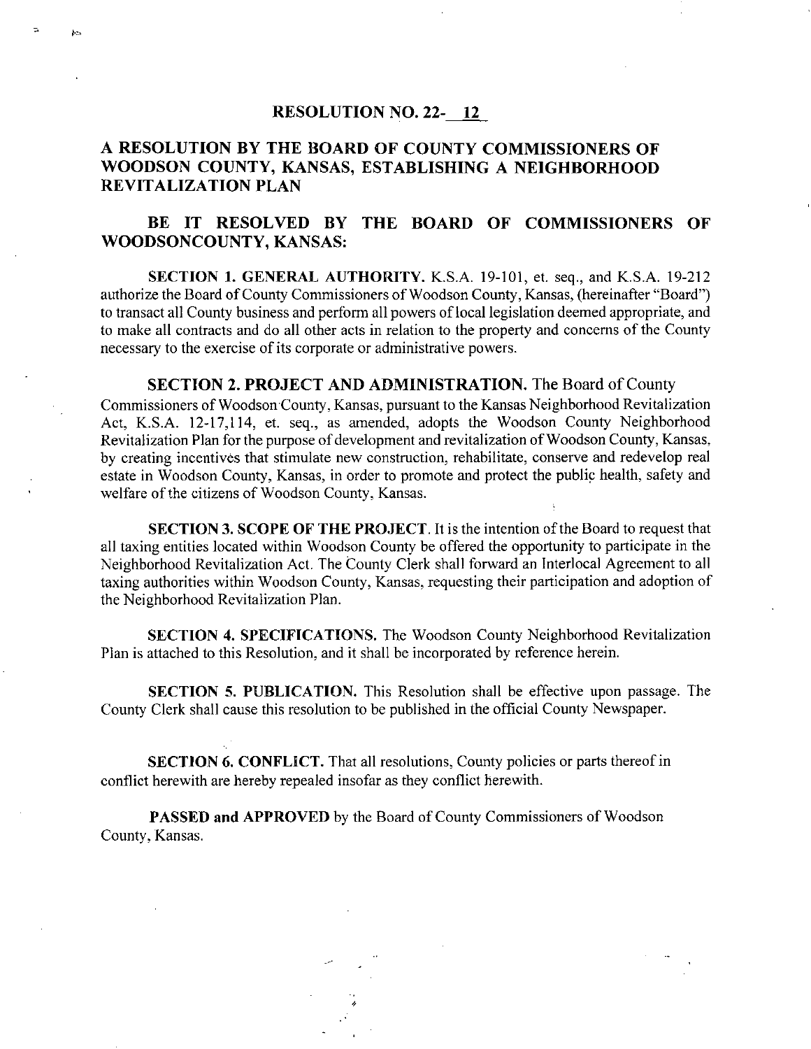# RESOLUTION NO. 22-12

## A RESOLUTION BY THE BOARD OF COUNTY COMMISSIONERS OF WOODSON COUNTY, KANSAS, ESTABLISHING A NEIGHBORHOOD REVITALIZATION PLAN

## BE IT RESOLVED BY THE BOARD OF COMMISSIONERS OF WOODSONCOUNTY, KANSAS:

**SECTION 1. GENERAL AUTHORITY.** K.S.A. 19-101, et. seq., and K.S.A. 19-212 authorize the Board of County Commissioners of Woodson County, Kansas, (hereinafter "Board") to transact all County business and perform all powers of local legislation deemed appropriate, and to make all contracts and do all other acts in relation to the property and concerns of the County necessary to the exercise of its corporate or administrative powers.

**SECTION 2. PROJECT AND ADMINISTRATION.** The Board of County Commissioners of Woodson County, Kansas, pursuant to the Kansas Neighborhood Revitalization Act, K.S.A. 12-17,114, et. seq., as amended, adopts the Woodson County Neighborhood Revitalization Plan for the purpose of development and revitalization of Woodson County, Kansas, by creating incentives that stimulate new construction, rehabilitate, conserve and redevelop real estate in Woodson County, Kansas, in order to promote and protect the public health, safety and welfare of the citizens of Woodson County, Kansas.

**SECTION 3. SCOPE OF THE PROJECT.** It is the intention of the Board to request that all taxing entities located within Woodson County be offered the opportunity to participate in the Neighborhood Revitalization Act. The County Clerk shall forward an Interlocal Agreement to all taxing authorities within Woodson County, Kansas, requesting their participation and adoption of the Neighborhood Revitalization Plan.

**SECTION 4. SPECIFICATIONS.** The Woodson County Neighborhood Revitalization Plan is attached to this Resolution, and it shall be incorporated by reference herein.

**SECTION 5. PUBLICATION.** This Resolution shall be effective upon passage. The County Clerk shall cause this resolution to be published in the official County Newspaper.

**SECTION 6. CONFLICT.** That all resolutions, County policies or parts thereof in conflict herewith are hereby repealed insofar as they conflict herewith.

**PASSED and APPROVED** by the Board of County Commissioners of Woodson County, Kansas.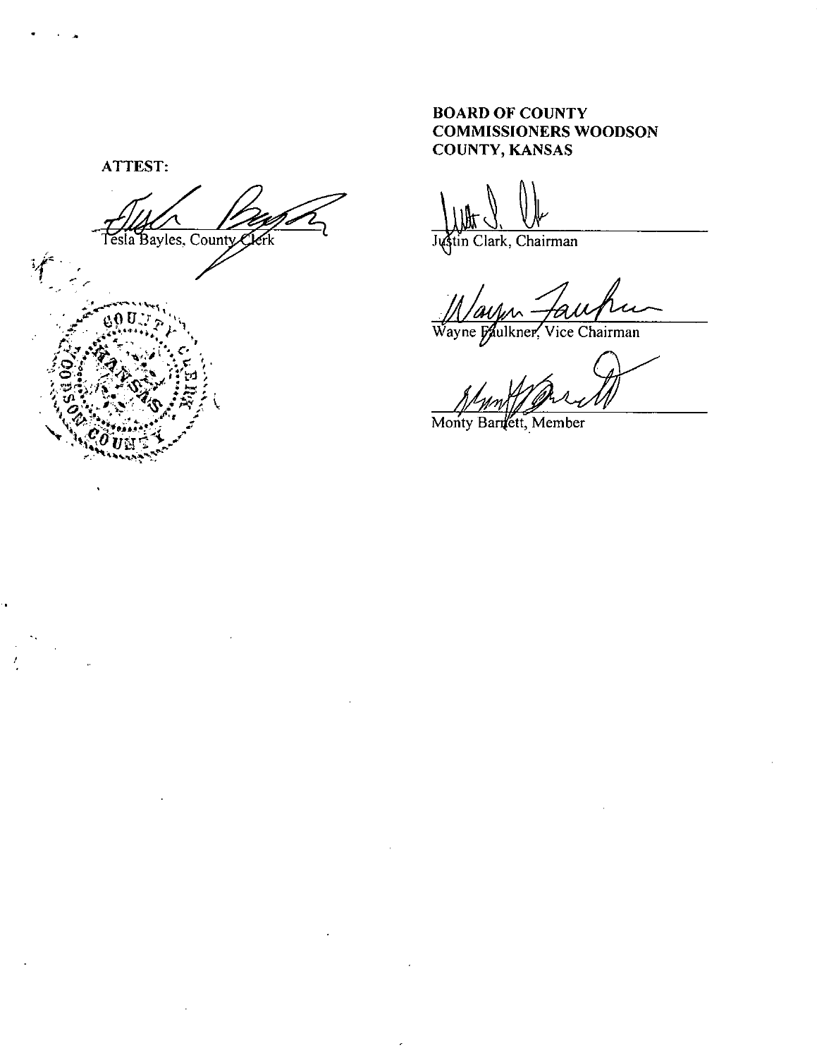**BOARD OF COUNTY COMMISSIONERS WOODSON COUNTY, KANSAS**

ATTEST:

Tesla Bayles, County Clerk

Justin Clark, Chairman

Wayne Faulkner, Vice Chairman

Monty Barnett, Member